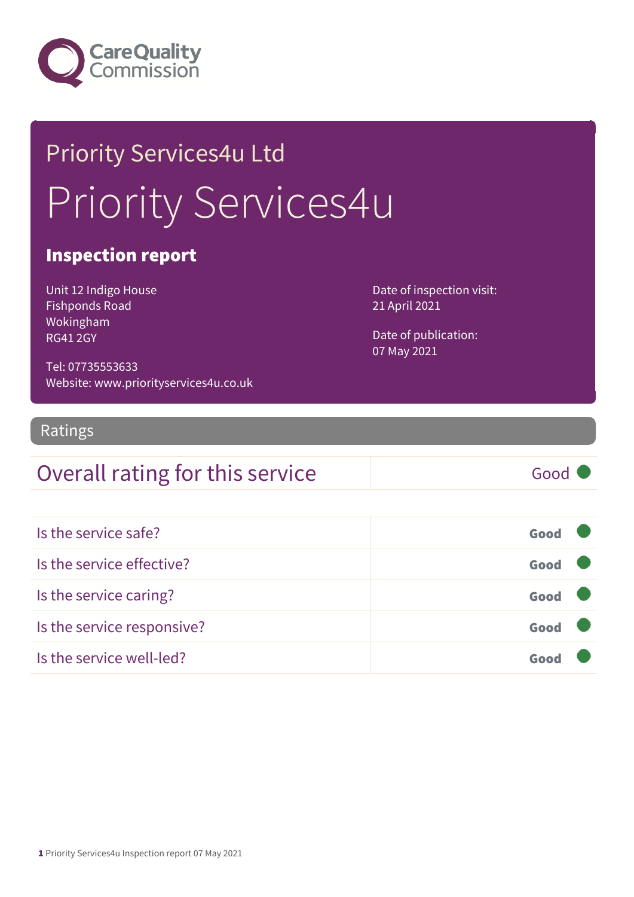Care Quality Commission

## Priority Services4u Ltd

# Priority Services4u

### Inspection report

Unit 12 Indigo House
Fishponds Road
Wokingham
RG41 2GY

Tel: 07735553633
Website: www.priorityservices4u.co.uk

Date of inspection visit:
21 April 2021

Date of publication:
07 May 2021

## Ratings

| Overall rating for this service | Good |
|---|---|

| | |
|---|---|
| Is the service safe? | Good |
| Is the service effective? | Good |
| Is the service caring? | Good |
| Is the service responsive? | Good |
| Is the service well-led? | Good |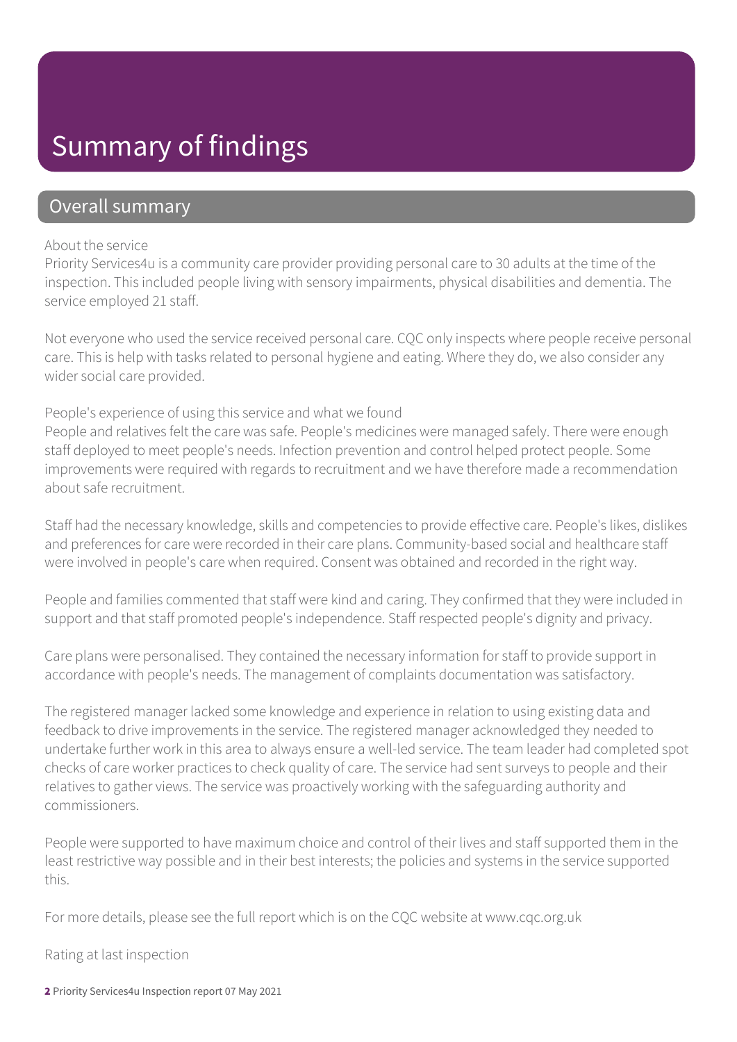# Summary of findings

## Overall summary

About the service
Priority Services4u is a community care provider providing personal care to 30 adults at the time of the inspection. This included people living with sensory impairments, physical disabilities and dementia. The service employed 21 staff.

Not everyone who used the service received personal care. CQC only inspects where people receive personal care. This is help with tasks related to personal hygiene and eating. Where they do, we also consider any wider social care provided.

People's experience of using this service and what we found
People and relatives felt the care was safe. People's medicines were managed safely. There were enough staff deployed to meet people's needs. Infection prevention and control helped protect people. Some improvements were required with regards to recruitment and we have therefore made a recommendation about safe recruitment.

Staff had the necessary knowledge, skills and competencies to provide effective care. People's likes, dislikes and preferences for care were recorded in their care plans. Community-based social and healthcare staff were involved in people's care when required. Consent was obtained and recorded in the right way.

People and families commented that staff were kind and caring. They confirmed that they were included in support and that staff promoted people's independence. Staff respected people's dignity and privacy.

Care plans were personalised. They contained the necessary information for staff to provide support in accordance with people's needs. The management of complaints documentation was satisfactory.

The registered manager lacked some knowledge and experience in relation to using existing data and feedback to drive improvements in the service. The registered manager acknowledged they needed to undertake further work in this area to always ensure a well-led service. The team leader had completed spot checks of care worker practices to check quality of care. The service had sent surveys to people and their relatives to gather views. The service was proactively working with the safeguarding authority and commissioners.

People were supported to have maximum choice and control of their lives and staff supported them in the least restrictive way possible and in their best interests; the policies and systems in the service supported this.

For more details, please see the full report which is on the CQC website at www.cqc.org.uk

Rating at last inspection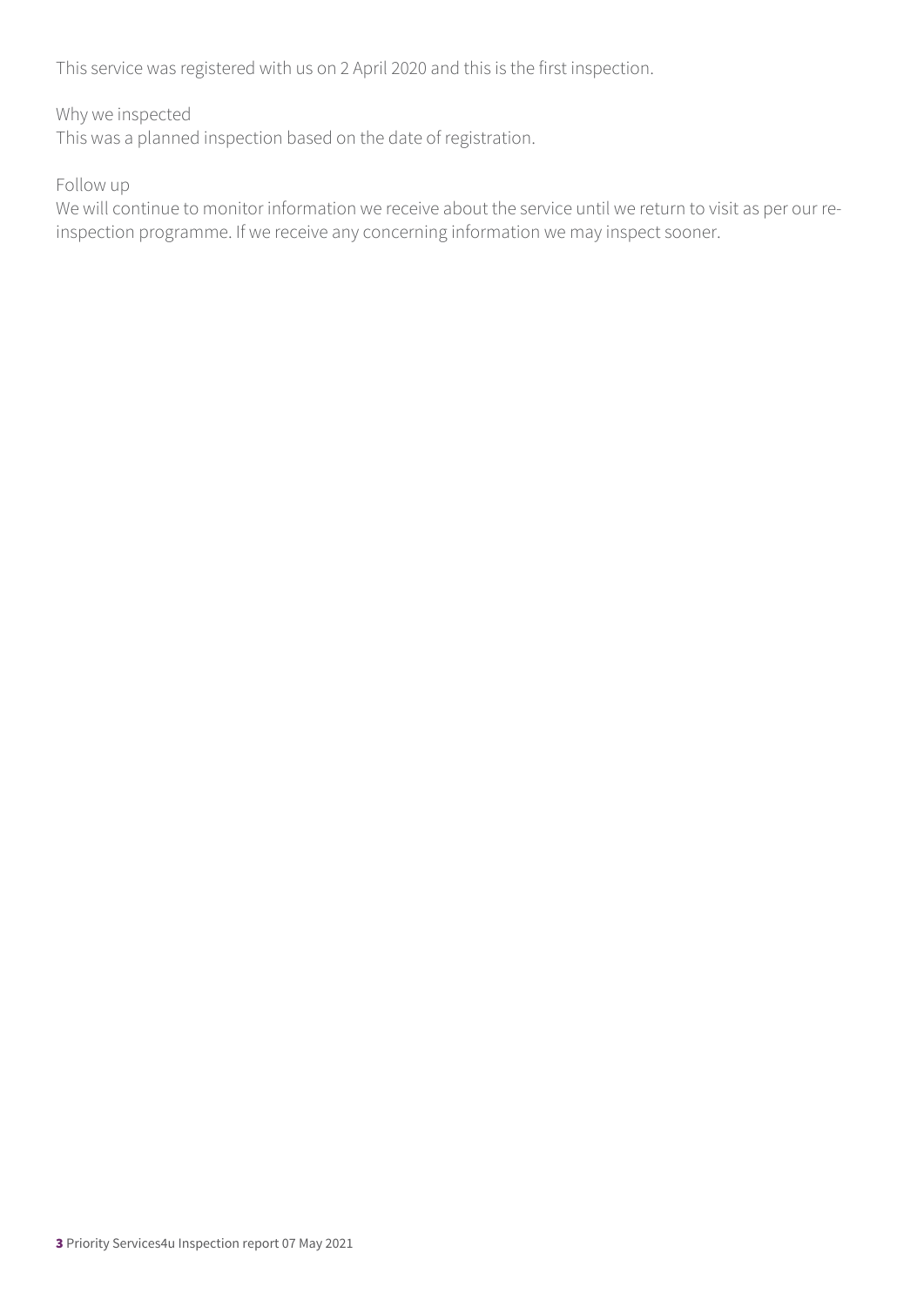This service was registered with us on 2 April 2020 and this is the first inspection.

Why we inspected
This was a planned inspection based on the date of registration.

Follow up
We will continue to monitor information we receive about the service until we return to visit as per our re-inspection programme. If we receive any concerning information we may inspect sooner.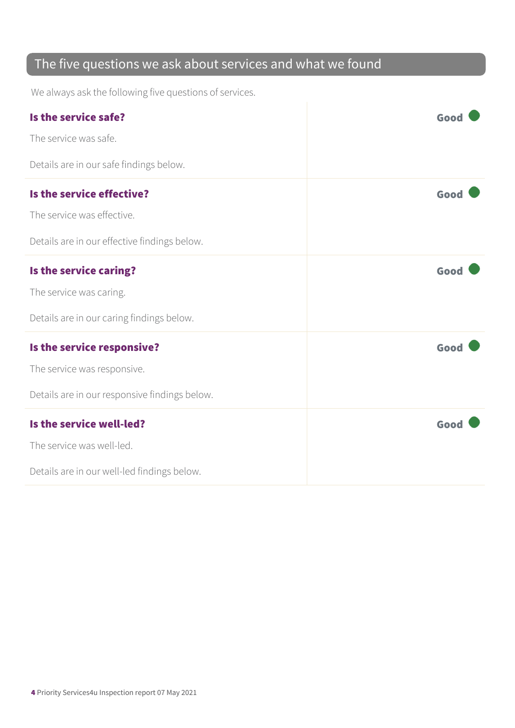## The five questions we ask about services and what we found

We always ask the following five questions of services.

| | |
|---|---|
| **Is the service safe?**<br><br>The service was safe.<br><br>Details are in our safe findings below. | **Good** |
| **Is the service effective?**<br><br>The service was effective.<br><br>Details are in our effective findings below. | **Good** |
| **Is the service caring?**<br><br>The service was caring.<br><br>Details are in our caring findings below. | **Good** |
| **Is the service responsive?**<br><br>The service was responsive.<br><br>Details are in our responsive findings below. | **Good** |
| **Is the service well-led?**<br><br>The service was well-led.<br><br>Details are in our well-led findings below. | **Good** |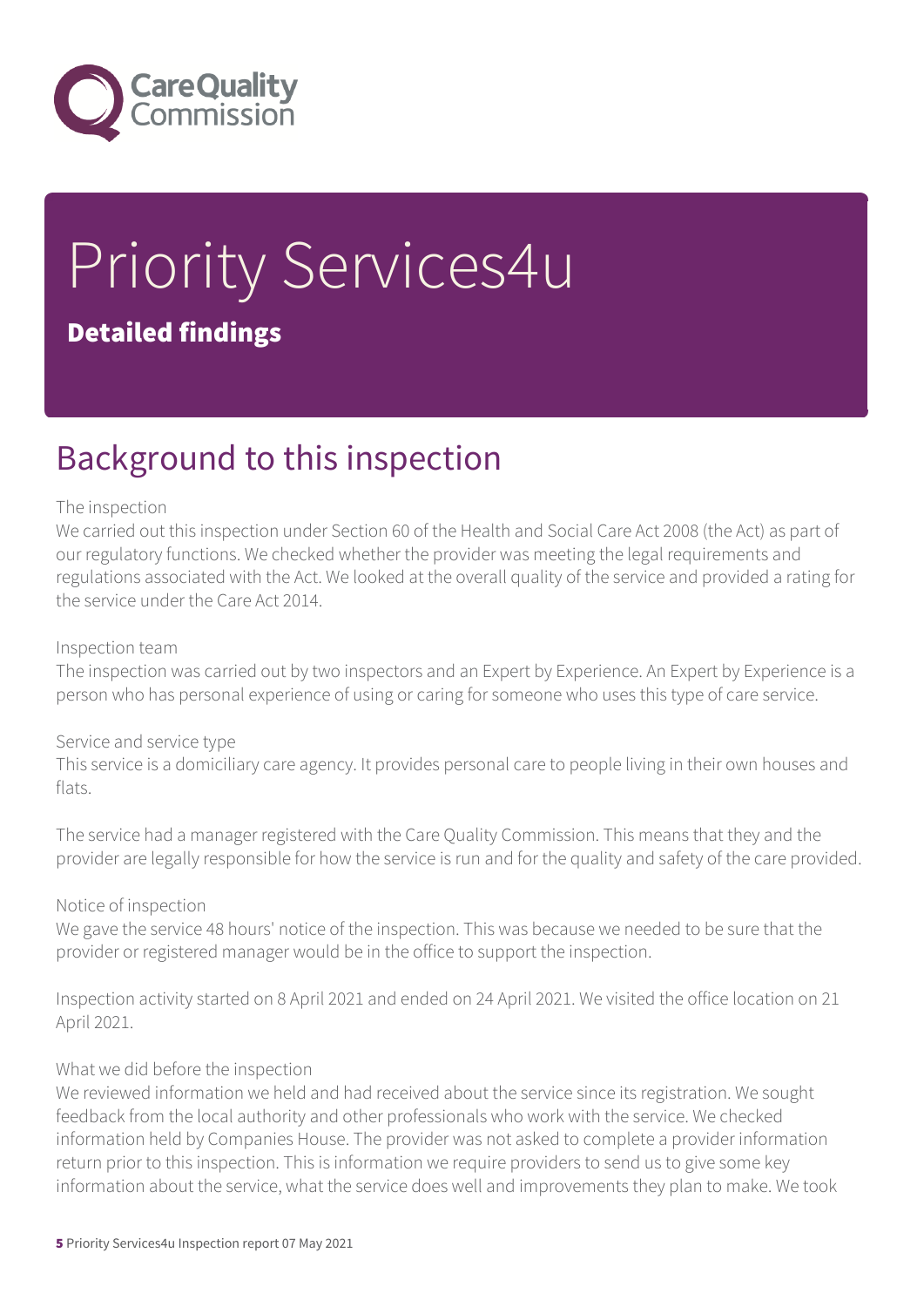# Priority Services4u

## Detailed findings

## Background to this inspection

The inspection

We carried out this inspection under Section 60 of the Health and Social Care Act 2008 (the Act) as part of our regulatory functions. We checked whether the provider was meeting the legal requirements and regulations associated with the Act. We looked at the overall quality of the service and provided a rating for the service under the Care Act 2014.

Inspection team

The inspection was carried out by two inspectors and an Expert by Experience. An Expert by Experience is a person who has personal experience of using or caring for someone who uses this type of care service.

Service and service type

This service is a domiciliary care agency. It provides personal care to people living in their own houses and flats.

The service had a manager registered with the Care Quality Commission. This means that they and the provider are legally responsible for how the service is run and for the quality and safety of the care provided.

Notice of inspection

We gave the service 48 hours' notice of the inspection. This was because we needed to be sure that the provider or registered manager would be in the office to support the inspection.

Inspection activity started on 8 April 2021 and ended on 24 April 2021. We visited the office location on 21 April 2021.

What we did before the inspection

We reviewed information we held and had received about the service since its registration. We sought feedback from the local authority and other professionals who work with the service. We checked information held by Companies House. The provider was not asked to complete a provider information return prior to this inspection. This is information we require providers to send us to give some key information about the service, what the service does well and improvements they plan to make. We took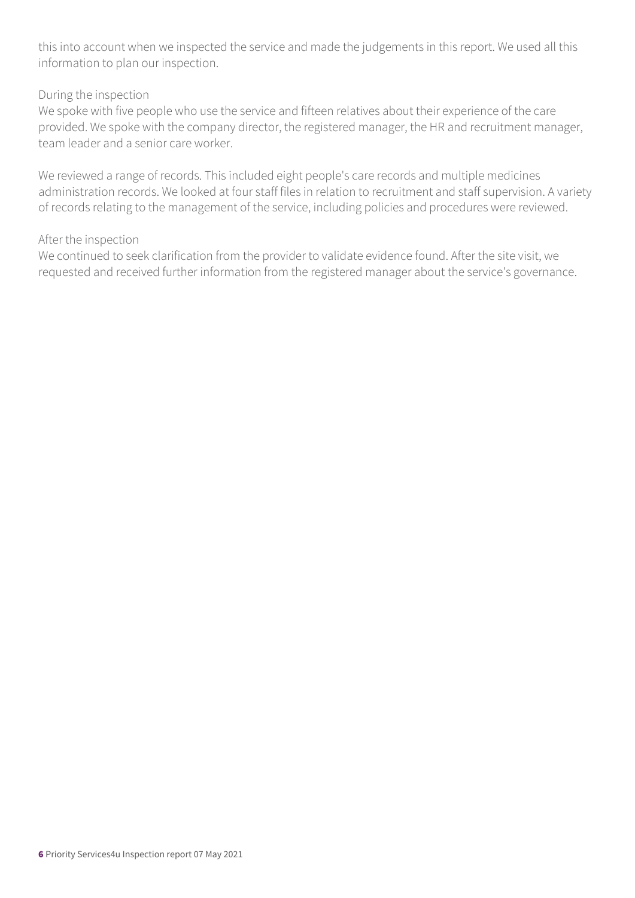this into account when we inspected the service and made the judgements in this report. We used all this information to plan our inspection.

During the inspection

We spoke with five people who use the service and fifteen relatives about their experience of the care provided. We spoke with the company director, the registered manager, the HR and recruitment manager, team leader and a senior care worker.

We reviewed a range of records. This included eight people's care records and multiple medicines administration records. We looked at four staff files in relation to recruitment and staff supervision. A variety of records relating to the management of the service, including policies and procedures were reviewed.

After the inspection

We continued to seek clarification from the provider to validate evidence found. After the site visit, we requested and received further information from the registered manager about the service's governance.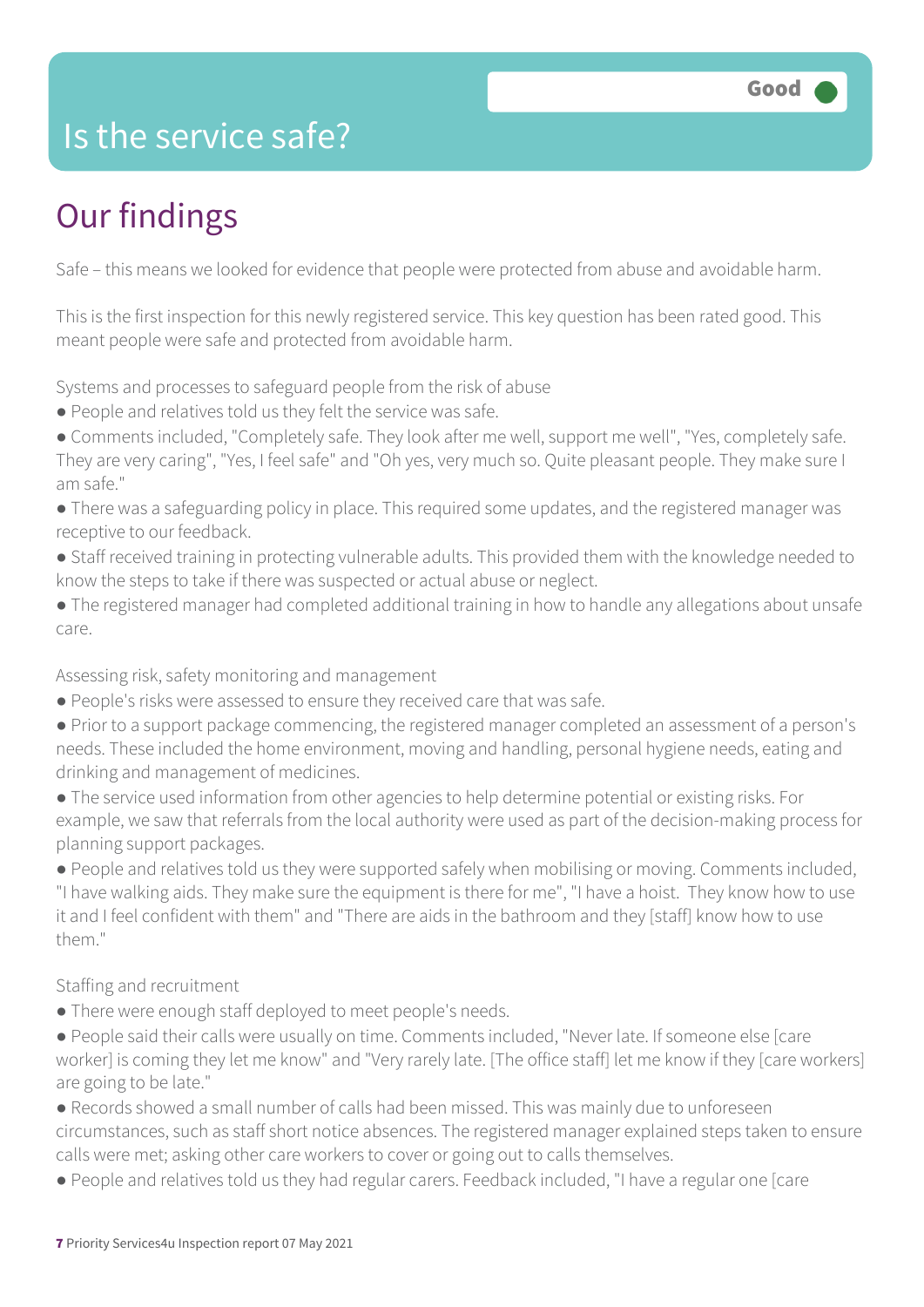# Is the service safe?

Good

## Our findings

Safe – this means we looked for evidence that people were protected from abuse and avoidable harm.

This is the first inspection for this newly registered service. This key question has been rated good. This meant people were safe and protected from avoidable harm.

Systems and processes to safeguard people from the risk of abuse

- People and relatives told us they felt the service was safe.
- Comments included, "Completely safe. They look after me well, support me well", "Yes, completely safe. They are very caring", "Yes, I feel safe" and "Oh yes, very much so. Quite pleasant people. They make sure I am safe."
- There was a safeguarding policy in place. This required some updates, and the registered manager was receptive to our feedback.
- Staff received training in protecting vulnerable adults. This provided them with the knowledge needed to know the steps to take if there was suspected or actual abuse or neglect.
- The registered manager had completed additional training in how to handle any allegations about unsafe care.

Assessing risk, safety monitoring and management

- People's risks were assessed to ensure they received care that was safe.
- Prior to a support package commencing, the registered manager completed an assessment of a person's needs. These included the home environment, moving and handling, personal hygiene needs, eating and drinking and management of medicines.
- The service used information from other agencies to help determine potential or existing risks. For example, we saw that referrals from the local authority were used as part of the decision-making process for planning support packages.
- People and relatives told us they were supported safely when mobilising or moving. Comments included, "I have walking aids. They make sure the equipment is there for me", "I have a hoist. They know how to use it and I feel confident with them" and "There are aids in the bathroom and they [staff] know how to use them."

Staffing and recruitment

- There were enough staff deployed to meet people's needs.
- People said their calls were usually on time. Comments included, "Never late. If someone else [care worker] is coming they let me know" and "Very rarely late. [The office staff] let me know if they [care workers] are going to be late."
- Records showed a small number of calls had been missed. This was mainly due to unforeseen circumstances, such as staff short notice absences. The registered manager explained steps taken to ensure calls were met; asking other care workers to cover or going out to calls themselves.
- People and relatives told us they had regular carers. Feedback included, "I have a regular one [care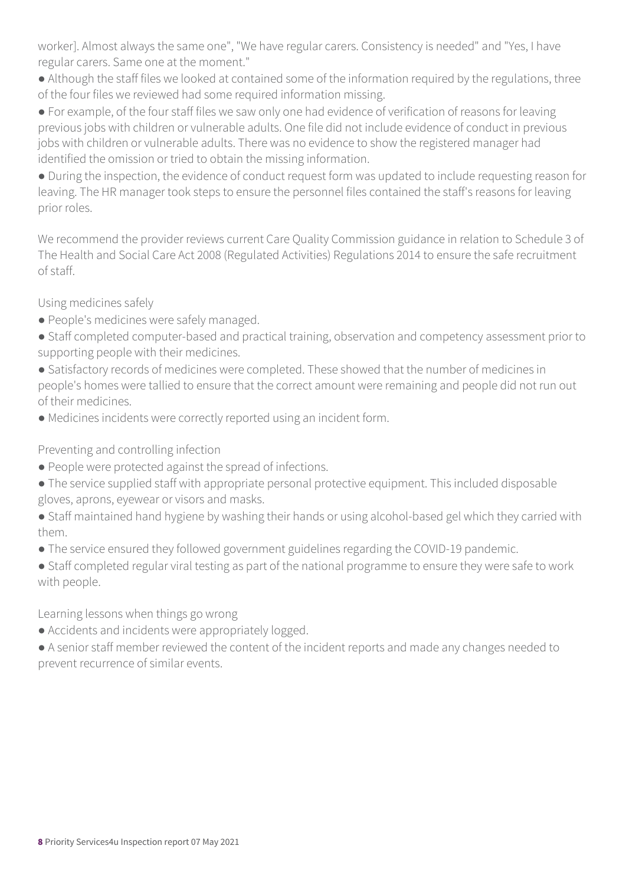worker]. Almost always the same one", "We have regular carers. Consistency is needed" and "Yes, I have regular carers. Same one at the moment."

- Although the staff files we looked at contained some of the information required by the regulations, three of the four files we reviewed had some required information missing.
- For example, of the four staff files we saw only one had evidence of verification of reasons for leaving previous jobs with children or vulnerable adults. One file did not include evidence of conduct in previous jobs with children or vulnerable adults. There was no evidence to show the registered manager had identified the omission or tried to obtain the missing information.
- During the inspection, the evidence of conduct request form was updated to include requesting reason for leaving. The HR manager took steps to ensure the personnel files contained the staff's reasons for leaving prior roles.

We recommend the provider reviews current Care Quality Commission guidance in relation to Schedule 3 of The Health and Social Care Act 2008 (Regulated Activities) Regulations 2014 to ensure the safe recruitment of staff.

Using medicines safely

- People's medicines were safely managed.
- Staff completed computer-based and practical training, observation and competency assessment prior to supporting people with their medicines.
- Satisfactory records of medicines were completed. These showed that the number of medicines in people's homes were tallied to ensure that the correct amount were remaining and people did not run out of their medicines.
- Medicines incidents were correctly reported using an incident form.

Preventing and controlling infection

- People were protected against the spread of infections.
- The service supplied staff with appropriate personal protective equipment. This included disposable gloves, aprons, eyewear or visors and masks.
- Staff maintained hand hygiene by washing their hands or using alcohol-based gel which they carried with them.
- The service ensured they followed government guidelines regarding the COVID-19 pandemic.
- Staff completed regular viral testing as part of the national programme to ensure they were safe to work with people.

Learning lessons when things go wrong

- Accidents and incidents were appropriately logged.
- A senior staff member reviewed the content of the incident reports and made any changes needed to prevent recurrence of similar events.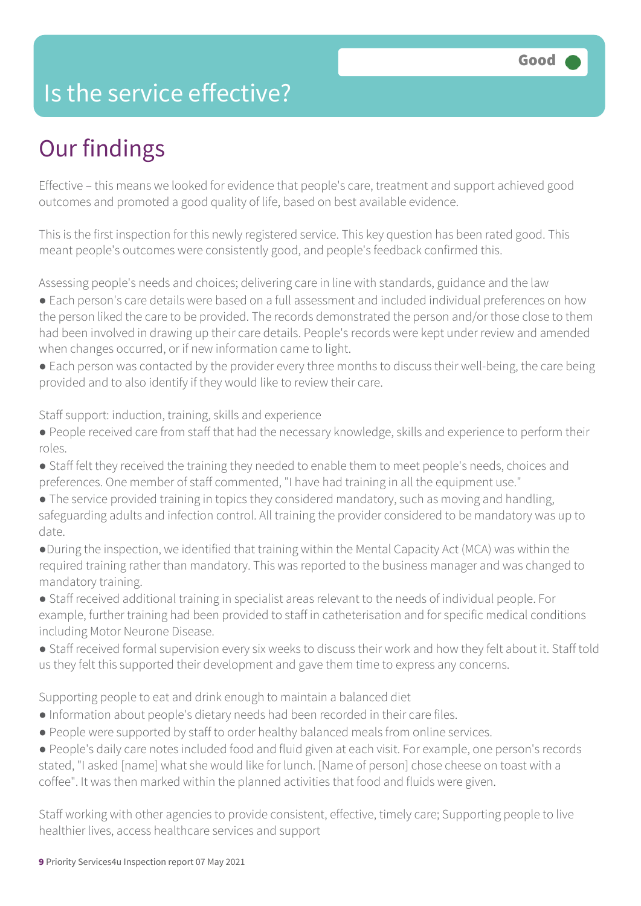Good

# Is the service effective?

## Our findings

Effective – this means we looked for evidence that people's care, treatment and support achieved good outcomes and promoted a good quality of life, based on best available evidence.

This is the first inspection for this newly registered service. This key question has been rated good. This meant people's outcomes were consistently good, and people's feedback confirmed this.

Assessing people's needs and choices; delivering care in line with standards, guidance and the law

- Each person's care details were based on a full assessment and included individual preferences on how the person liked the care to be provided. The records demonstrated the person and/or those close to them had been involved in drawing up their care details. People's records were kept under review and amended when changes occurred, or if new information came to light.
- Each person was contacted by the provider every three months to discuss their well-being, the care being provided and to also identify if they would like to review their care.

Staff support: induction, training, skills and experience

- People received care from staff that had the necessary knowledge, skills and experience to perform their roles.
- Staff felt they received the training they needed to enable them to meet people's needs, choices and preferences. One member of staff commented, "I have had training in all the equipment use."
- The service provided training in topics they considered mandatory, such as moving and handling, safeguarding adults and infection control. All training the provider considered to be mandatory was up to date.
- During the inspection, we identified that training within the Mental Capacity Act (MCA) was within the required training rather than mandatory. This was reported to the business manager and was changed to mandatory training.
- Staff received additional training in specialist areas relevant to the needs of individual people. For example, further training had been provided to staff in catheterisation and for specific medical conditions including Motor Neurone Disease.
- Staff received formal supervision every six weeks to discuss their work and how they felt about it. Staff told us they felt this supported their development and gave them time to express any concerns.

Supporting people to eat and drink enough to maintain a balanced diet

- Information about people's dietary needs had been recorded in their care files.
- People were supported by staff to order healthy balanced meals from online services.
- People's daily care notes included food and fluid given at each visit. For example, one person's records stated, "I asked [name] what she would like for lunch. [Name of person] chose cheese on toast with a coffee". It was then marked within the planned activities that food and fluids were given.

Staff working with other agencies to provide consistent, effective, timely care; Supporting people to live healthier lives, access healthcare services and support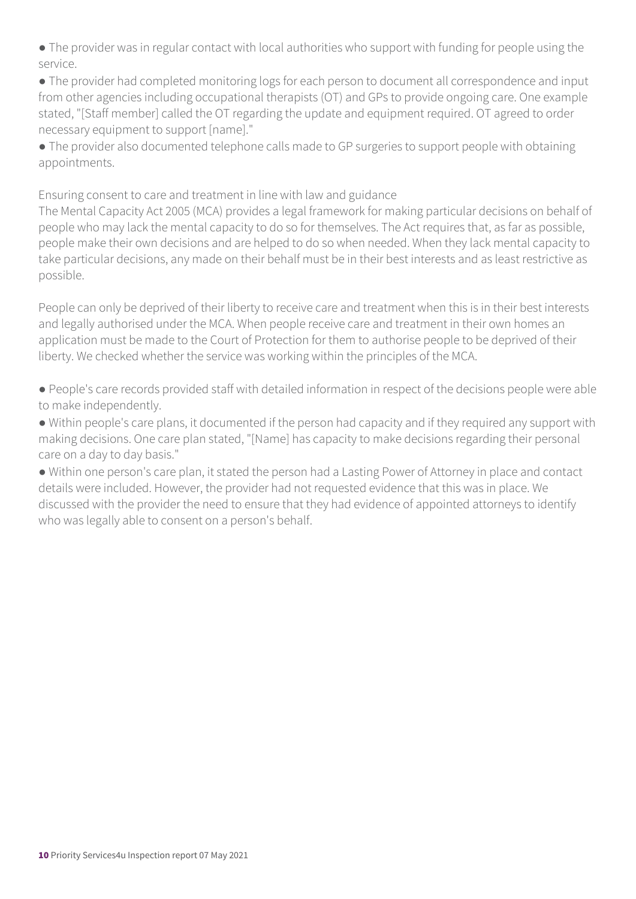- The provider was in regular contact with local authorities who support with funding for people using the service.
- The provider had completed monitoring logs for each person to document all correspondence and input from other agencies including occupational therapists (OT) and GPs to provide ongoing care. One example stated, "[Staff member] called the OT regarding the update and equipment required. OT agreed to order necessary equipment to support [name]."
- The provider also documented telephone calls made to GP surgeries to support people with obtaining appointments.

Ensuring consent to care and treatment in line with law and guidance

The Mental Capacity Act 2005 (MCA) provides a legal framework for making particular decisions on behalf of people who may lack the mental capacity to do so for themselves. The Act requires that, as far as possible, people make their own decisions and are helped to do so when needed. When they lack mental capacity to take particular decisions, any made on their behalf must be in their best interests and as least restrictive as possible.

People can only be deprived of their liberty to receive care and treatment when this is in their best interests and legally authorised under the MCA. When people receive care and treatment in their own homes an application must be made to the Court of Protection for them to authorise people to be deprived of their liberty. We checked whether the service was working within the principles of the MCA.

- People's care records provided staff with detailed information in respect of the decisions people were able to make independently.
- Within people's care plans, it documented if the person had capacity and if they required any support with making decisions. One care plan stated, "[Name] has capacity to make decisions regarding their personal care on a day to day basis."
- Within one person's care plan, it stated the person had a Lasting Power of Attorney in place and contact details were included. However, the provider had not requested evidence that this was in place. We discussed with the provider the need to ensure that they had evidence of appointed attorneys to identify who was legally able to consent on a person's behalf.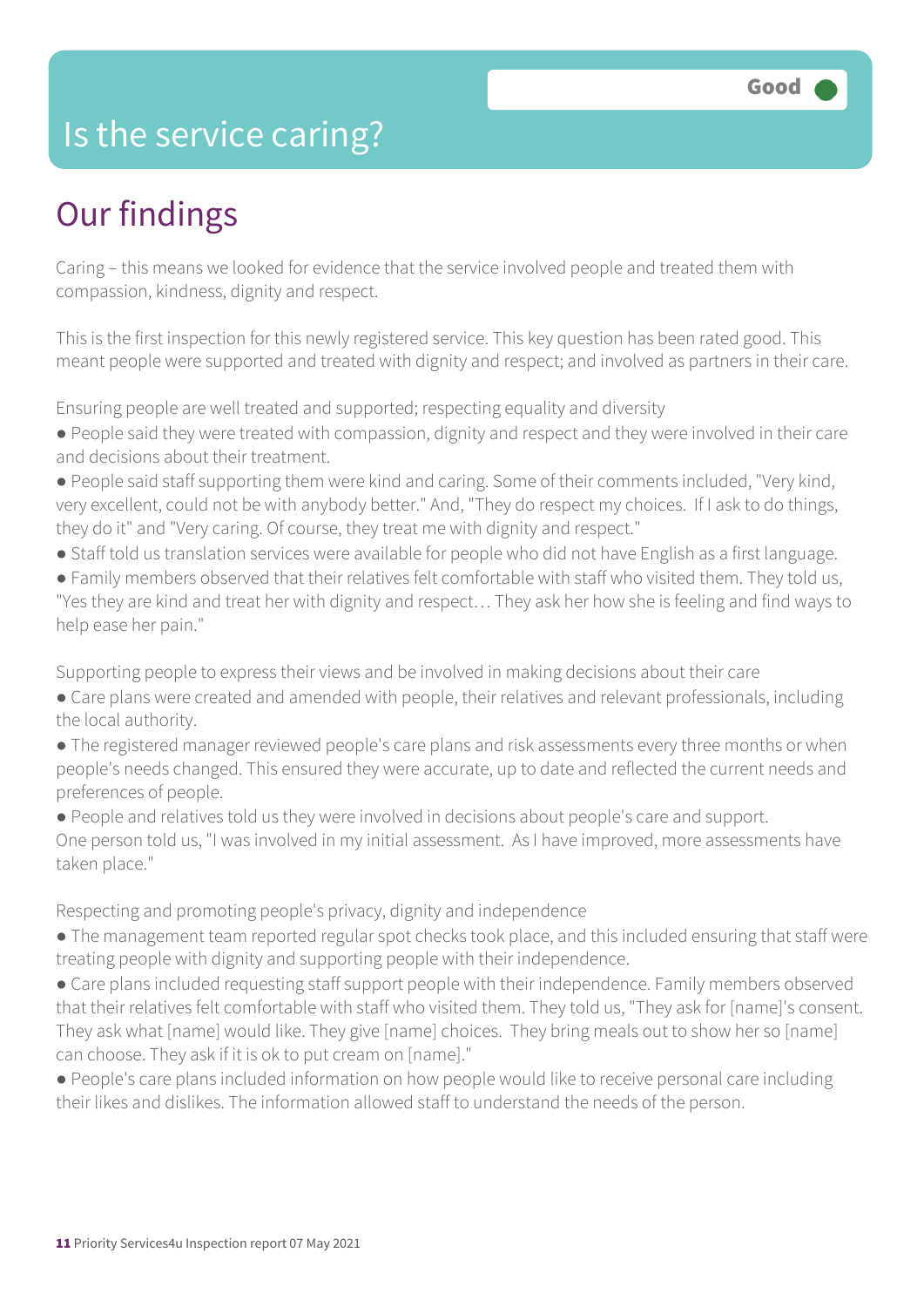# Is the service caring?

Good

## Our findings

Caring – this means we looked for evidence that the service involved people and treated them with compassion, kindness, dignity and respect.

This is the first inspection for this newly registered service. This key question has been rated good. This meant people were supported and treated with dignity and respect; and involved as partners in their care.

Ensuring people are well treated and supported; respecting equality and diversity

- People said they were treated with compassion, dignity and respect and they were involved in their care and decisions about their treatment.
- People said staff supporting them were kind and caring. Some of their comments included, "Very kind, very excellent, could not be with anybody better." And, "They do respect my choices. If I ask to do things, they do it" and "Very caring. Of course, they treat me with dignity and respect."
- Staff told us translation services were available for people who did not have English as a first language.
- Family members observed that their relatives felt comfortable with staff who visited them. They told us, "Yes they are kind and treat her with dignity and respect… They ask her how she is feeling and find ways to help ease her pain."

Supporting people to express their views and be involved in making decisions about their care

- Care plans were created and amended with people, their relatives and relevant professionals, including the local authority.
- The registered manager reviewed people's care plans and risk assessments every three months or when people's needs changed. This ensured they were accurate, up to date and reflected the current needs and preferences of people.
- People and relatives told us they were involved in decisions about people's care and support. One person told us, "I was involved in my initial assessment. As I have improved, more assessments have taken place."

Respecting and promoting people's privacy, dignity and independence

- The management team reported regular spot checks took place, and this included ensuring that staff were treating people with dignity and supporting people with their independence.
- Care plans included requesting staff support people with their independence. Family members observed that their relatives felt comfortable with staff who visited them. They told us, "They ask for [name]'s consent. They ask what [name] would like. They give [name] choices. They bring meals out to show her so [name] can choose. They ask if it is ok to put cream on [name]."
- People's care plans included information on how people would like to receive personal care including their likes and dislikes. The information allowed staff to understand the needs of the person.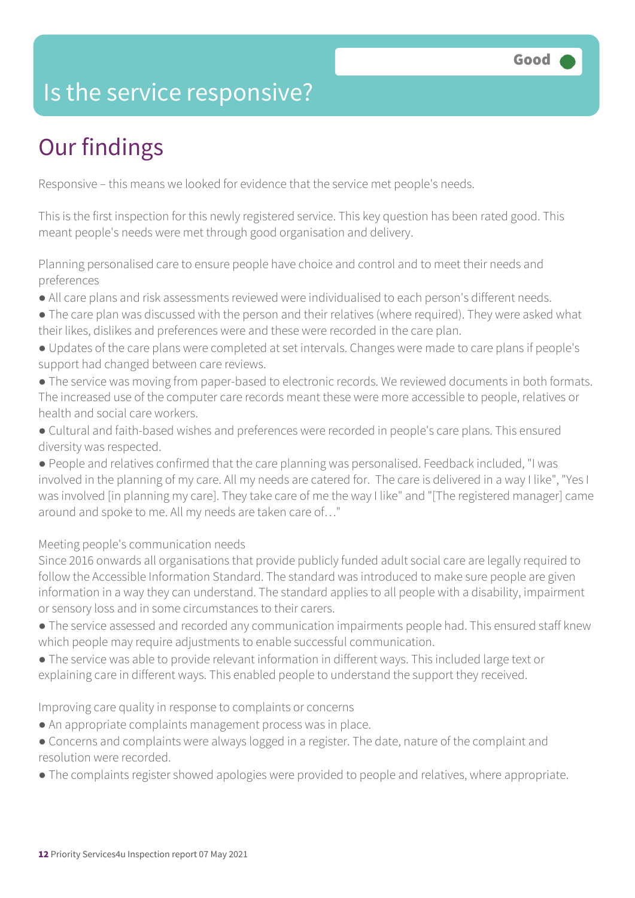# Is the service responsive?

**Good**

## Our findings

Responsive – this means we looked for evidence that the service met people's needs.

This is the first inspection for this newly registered service. This key question has been rated good. This meant people's needs were met through good organisation and delivery.

Planning personalised care to ensure people have choice and control and to meet their needs and preferences

- All care plans and risk assessments reviewed were individualised to each person's different needs.
- The care plan was discussed with the person and their relatives (where required). They were asked what their likes, dislikes and preferences were and these were recorded in the care plan.
- Updates of the care plans were completed at set intervals. Changes were made to care plans if people's support had changed between care reviews.
- The service was moving from paper-based to electronic records. We reviewed documents in both formats. The increased use of the computer care records meant these were more accessible to people, relatives or health and social care workers.
- Cultural and faith-based wishes and preferences were recorded in people's care plans. This ensured diversity was respected.
- People and relatives confirmed that the care planning was personalised. Feedback included, "I was involved in the planning of my care. All my needs are catered for. The care is delivered in a way I like", "Yes I was involved [in planning my care]. They take care of me the way I like" and "[The registered manager] came around and spoke to me. All my needs are taken care of…"

Meeting people's communication needs

Since 2016 onwards all organisations that provide publicly funded adult social care are legally required to follow the Accessible Information Standard. The standard was introduced to make sure people are given information in a way they can understand. The standard applies to all people with a disability, impairment or sensory loss and in some circumstances to their carers.

- The service assessed and recorded any communication impairments people had. This ensured staff knew which people may require adjustments to enable successful communication.
- The service was able to provide relevant information in different ways. This included large text or explaining care in different ways. This enabled people to understand the support they received.

Improving care quality in response to complaints or concerns

- An appropriate complaints management process was in place.
- Concerns and complaints were always logged in a register. The date, nature of the complaint and resolution were recorded.
- The complaints register showed apologies were provided to people and relatives, where appropriate.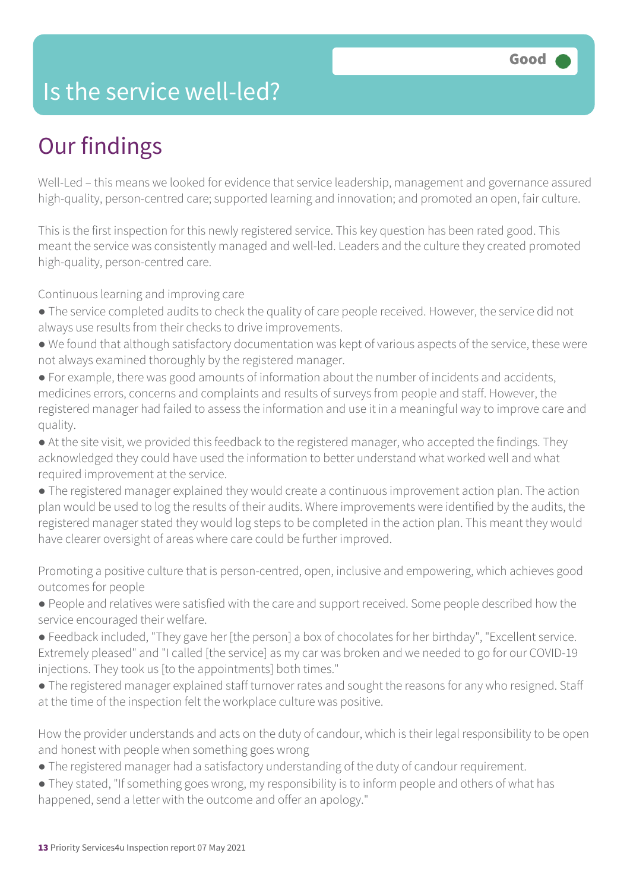# Is the service well-led?

**Good**

## Our findings

Well-Led – this means we looked for evidence that service leadership, management and governance assured high-quality, person-centred care; supported learning and innovation; and promoted an open, fair culture.

This is the first inspection for this newly registered service. This key question has been rated good. This meant the service was consistently managed and well-led. Leaders and the culture they created promoted high-quality, person-centred care.

Continuous learning and improving care

- The service completed audits to check the quality of care people received. However, the service did not always use results from their checks to drive improvements.
- We found that although satisfactory documentation was kept of various aspects of the service, these were not always examined thoroughly by the registered manager.
- For example, there was good amounts of information about the number of incidents and accidents, medicines errors, concerns and complaints and results of surveys from people and staff. However, the registered manager had failed to assess the information and use it in a meaningful way to improve care and quality.
- At the site visit, we provided this feedback to the registered manager, who accepted the findings. They acknowledged they could have used the information to better understand what worked well and what required improvement at the service.
- The registered manager explained they would create a continuous improvement action plan. The action plan would be used to log the results of their audits. Where improvements were identified by the audits, the registered manager stated they would log steps to be completed in the action plan. This meant they would have clearer oversight of areas where care could be further improved.

Promoting a positive culture that is person-centred, open, inclusive and empowering, which achieves good outcomes for people

- People and relatives were satisfied with the care and support received. Some people described how the service encouraged their welfare.
- Feedback included, "They gave her [the person] a box of chocolates for her birthday", "Excellent service. Extremely pleased" and "I called [the service] as my car was broken and we needed to go for our COVID-19 injections. They took us [to the appointments] both times."
- The registered manager explained staff turnover rates and sought the reasons for any who resigned. Staff at the time of the inspection felt the workplace culture was positive.

How the provider understands and acts on the duty of candour, which is their legal responsibility to be open and honest with people when something goes wrong

- The registered manager had a satisfactory understanding of the duty of candour requirement.
- They stated, "If something goes wrong, my responsibility is to inform people and others of what has happened, send a letter with the outcome and offer an apology."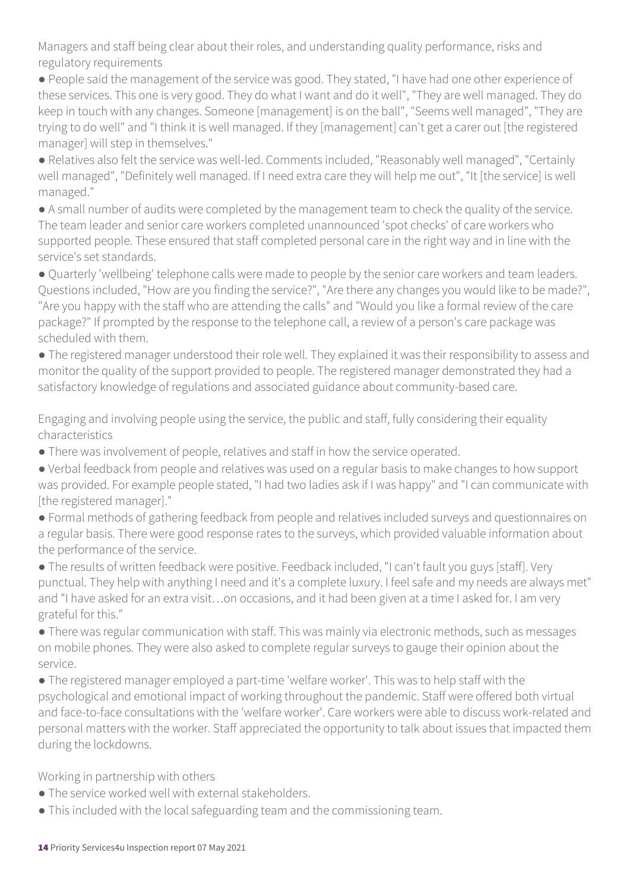Managers and staff being clear about their roles, and understanding quality performance, risks and regulatory requirements

- People said the management of the service was good. They stated, "I have had one other experience of these services. This one is very good. They do what I want and do it well", "They are well managed. They do keep in touch with any changes. Someone [management] is on the ball", "Seems well managed", "They are trying to do well" and "I think it is well managed. If they [management] can't get a carer out [the registered manager] will step in themselves."
- Relatives also felt the service was well-led. Comments included, "Reasonably well managed", "Certainly well managed", "Definitely well managed. If I need extra care they will help me out", "It [the service] is well managed."
- A small number of audits were completed by the management team to check the quality of the service. The team leader and senior care workers completed unannounced 'spot checks' of care workers who supported people. These ensured that staff completed personal care in the right way and in line with the service's set standards.
- Quarterly 'wellbeing' telephone calls were made to people by the senior care workers and team leaders. Questions included, "How are you finding the service?", "Are there any changes you would like to be made?", "Are you happy with the staff who are attending the calls" and "Would you like a formal review of the care package?" If prompted by the response to the telephone call, a review of a person's care package was scheduled with them.
- The registered manager understood their role well. They explained it was their responsibility to assess and monitor the quality of the support provided to people. The registered manager demonstrated they had a satisfactory knowledge of regulations and associated guidance about community-based care.

Engaging and involving people using the service, the public and staff, fully considering their equality characteristics

- There was involvement of people, relatives and staff in how the service operated.
- Verbal feedback from people and relatives was used on a regular basis to make changes to how support was provided. For example people stated, "I had two ladies ask if I was happy" and "I can communicate with [the registered manager]."
- Formal methods of gathering feedback from people and relatives included surveys and questionnaires on a regular basis. There were good response rates to the surveys, which provided valuable information about the performance of the service.
- The results of written feedback were positive. Feedback included, "I can't fault you guys [staff]. Very punctual. They help with anything I need and it's a complete luxury. I feel safe and my needs are always met" and "I have asked for an extra visit…on occasions, and it had been given at a time I asked for. I am very grateful for this."
- There was regular communication with staff. This was mainly via electronic methods, such as messages on mobile phones. They were also asked to complete regular surveys to gauge their opinion about the service.
- The registered manager employed a part-time 'welfare worker'. This was to help staff with the psychological and emotional impact of working throughout the pandemic. Staff were offered both virtual and face-to-face consultations with the 'welfare worker'. Care workers were able to discuss work-related and personal matters with the worker. Staff appreciated the opportunity to talk about issues that impacted them during the lockdowns.

Working in partnership with others

- The service worked well with external stakeholders.
- This included with the local safeguarding team and the commissioning team.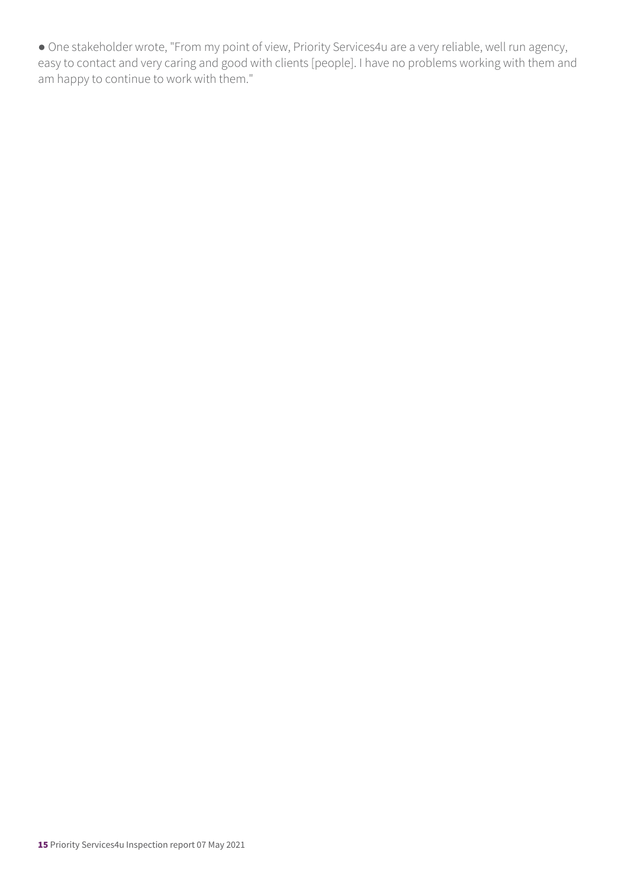- One stakeholder wrote, "From my point of view, Priority Services4u are a very reliable, well run agency, easy to contact and very caring and good with clients [people]. I have no problems working with them and am happy to continue to work with them."